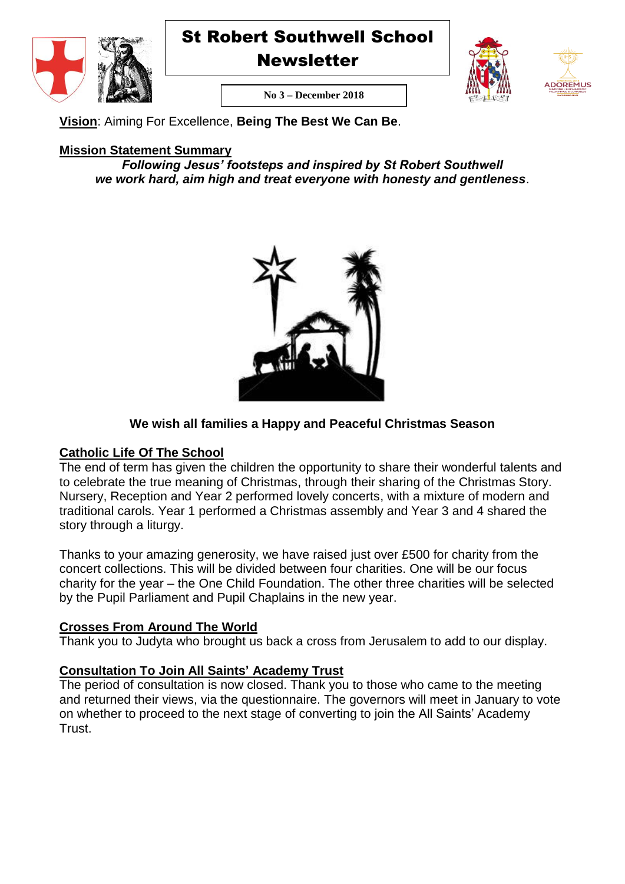# St Robert Southwell School Newsletter

**No 3 – December 2018**

**Vision**: Aiming For Excellence, **Being The Best We Can Be**.

## Mission Statement Summary

***Following Jesus' footsteps and inspired by St Robert Southwell we work hard, aim high and treat everyone with honesty and gentleness***.

**We wish all families a Happy and Peaceful Christmas Season**

## Catholic Life Of The School

The end of term has given the children the opportunity to share their wonderful talents and to celebrate the true meaning of Christmas, through their sharing of the Christmas Story. Nursery, Reception and Year 2 performed lovely concerts, with a mixture of modern and traditional carols. Year 1 performed a Christmas assembly and Year 3 and 4 shared the story through a liturgy.

Thanks to your amazing generosity, we have raised just over £500 for charity from the concert collections. This will be divided between four charities. One will be our focus charity for the year – the One Child Foundation. The other three charities will be selected by the Pupil Parliament and Pupil Chaplains in the new year.

## Crosses From Around The World

Thank you to Judyta who brought us back a cross from Jerusalem to add to our display.

## Consultation To Join All Saints' Academy Trust

The period of consultation is now closed. Thank you to those who came to the meeting and returned their views, via the questionnaire. The governors will meet in January to vote on whether to proceed to the next stage of converting to join the All Saints' Academy Trust.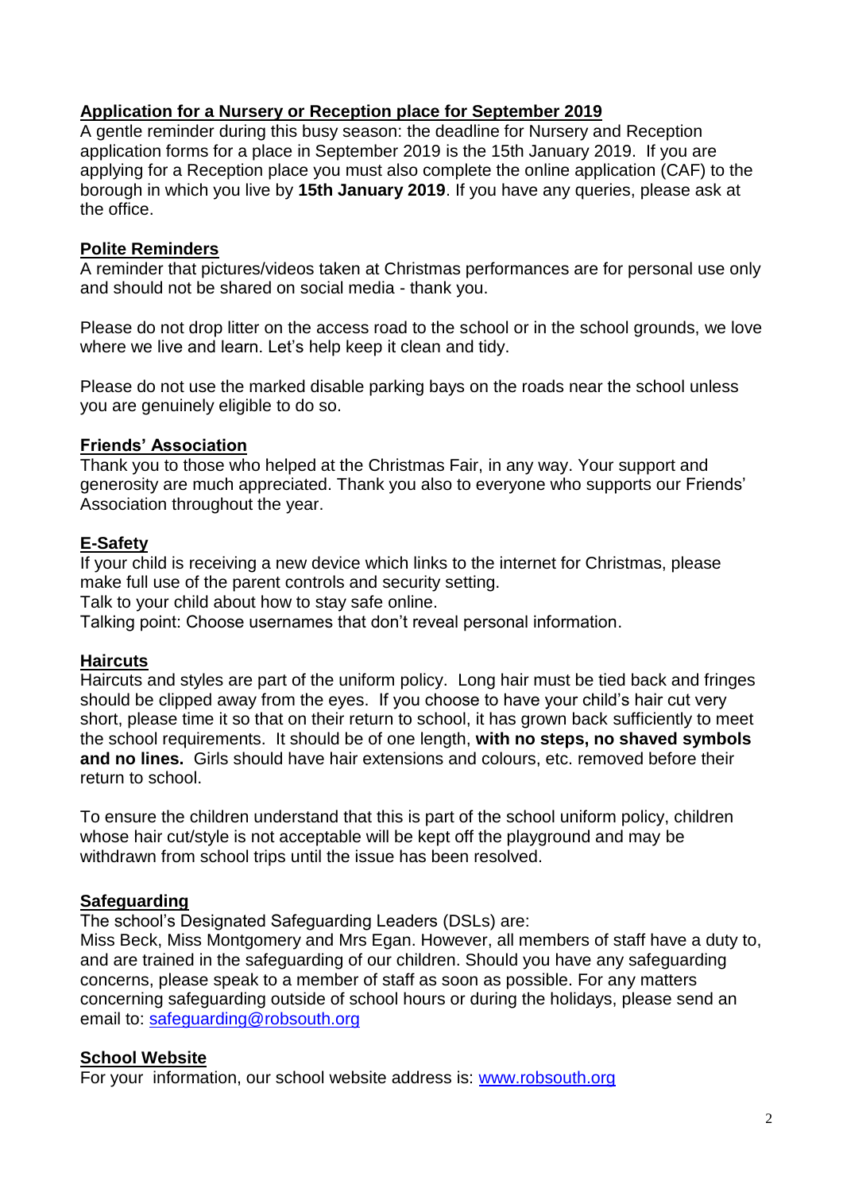## Application for a Nursery or Reception place for September 2019

A gentle reminder during this busy season: the deadline for Nursery and Reception application forms for a place in September 2019 is the 15th January 2019. If you are applying for a Reception place you must also complete the online application (CAF) to the borough in which you live by **15th January 2019**. If you have any queries, please ask at the office.

## Polite Reminders

A reminder that pictures/videos taken at Christmas performances are for personal use only and should not be shared on social media - thank you.

Please do not drop litter on the access road to the school or in the school grounds, we love where we live and learn. Let's help keep it clean and tidy.

Please do not use the marked disable parking bays on the roads near the school unless you are genuinely eligible to do so.

## Friends' Association

Thank you to those who helped at the Christmas Fair, in any way. Your support and generosity are much appreciated. Thank you also to everyone who supports our Friends' Association throughout the year.

## E-Safety

If your child is receiving a new device which links to the internet for Christmas, please make full use of the parent controls and security setting.
Talk to your child about how to stay safe online.
Talking point: Choose usernames that don't reveal personal information.

## Haircuts

Haircuts and styles are part of the uniform policy. Long hair must be tied back and fringes should be clipped away from the eyes. If you choose to have your child's hair cut very short, please time it so that on their return to school, it has grown back sufficiently to meet the school requirements. It should be of one length, **with no steps, no shaved symbols and no lines.** Girls should have hair extensions and colours, etc. removed before their return to school.

To ensure the children understand that this is part of the school uniform policy, children whose hair cut/style is not acceptable will be kept off the playground and may be withdrawn from school trips until the issue has been resolved.

## Safeguarding

The school's Designated Safeguarding Leaders (DSLs) are:
Miss Beck, Miss Montgomery and Mrs Egan. However, all members of staff have a duty to, and are trained in the safeguarding of our children. Should you have any safeguarding concerns, please speak to a member of staff as soon as possible. For any matters concerning safeguarding outside of school hours or during the holidays, please send an email to: safeguarding@robsouth.org

## School Website

For your information, our school website address is: www.robsouth.org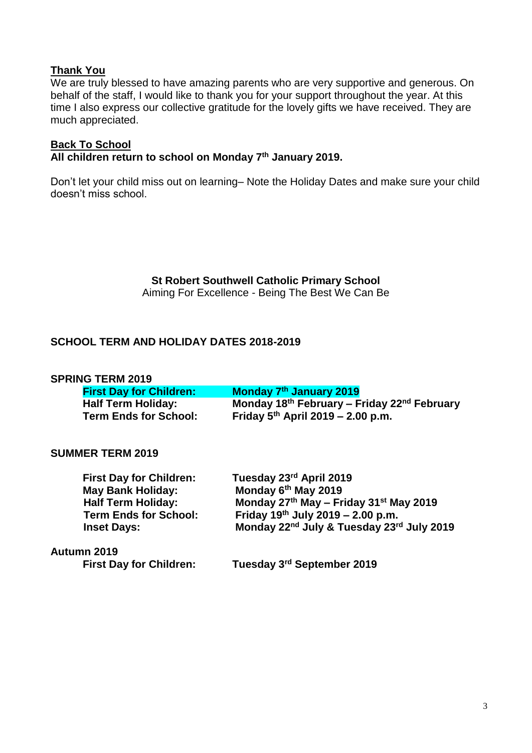## Thank You

We are truly blessed to have amazing parents who are very supportive and generous. On behalf of the staff, I would like to thank you for your support throughout the year. At this time I also express our collective gratitude for the lovely gifts we have received. They are much appreciated.

## Back To School

**All children return to school on Monday 7th January 2019.**

Don't let your child miss out on learning– Note the Holiday Dates and make sure your child doesn't miss school.

**St Robert Southwell Catholic Primary School**
Aiming For Excellence - Being The Best We Can Be

## SCHOOL TERM AND HOLIDAY DATES 2018-2019

### SPRING TERM 2019

| | |
|---|---|
| **First Day for Children:** | **Monday 7th January 2019** |
| **Half Term Holiday:** | **Monday 18th February – Friday 22nd February** |
| **Term Ends for School:** | **Friday 5th April 2019 – 2.00 p.m.** |

### SUMMER TERM 2019

| | |
|---|---|
| **First Day for Children:** | **Tuesday 23rd April 2019** |
| **May Bank Holiday:** | **Monday 6th May 2019** |
| **Half Term Holiday:** | **Monday 27th May – Friday 31st May 2019** |
| **Term Ends for School:** | **Friday 19th July 2019 – 2.00 p.m.** |
| **Inset Days:** | **Monday 22nd July & Tuesday 23rd July 2019** |

### Autumn 2019

| | |
|---|---|
| **First Day for Children:** | **Tuesday 3rd September 2019** |